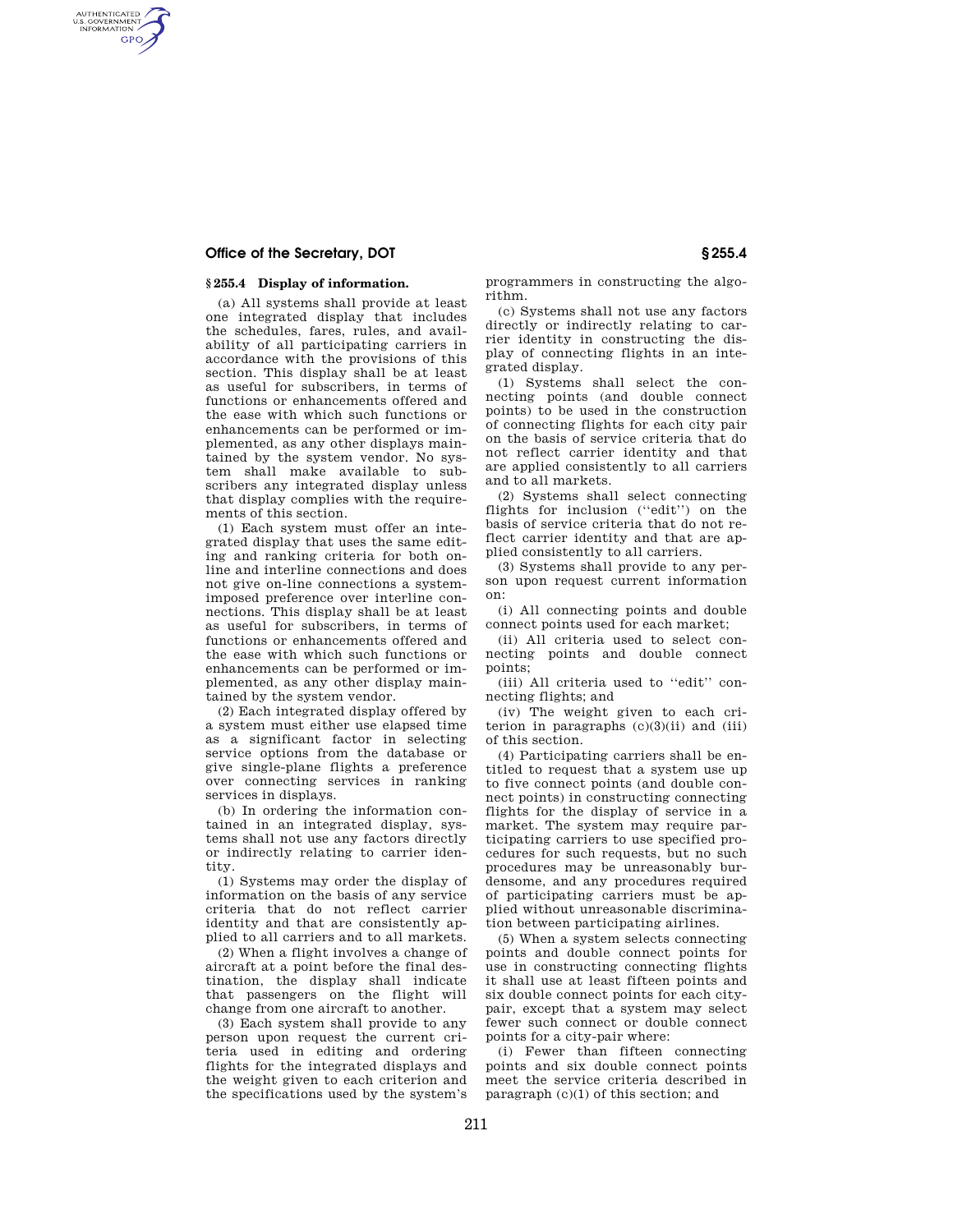### § 255.4 Display of information.

(a) All systems shall provide at least one integrated display that includes the schedules, fares, rules, and availability of all participating carriers in accordance with the provisions of this section. This display shall be at least as useful for subscribers, in terms of functions or enhancements offered and the ease with which such functions or enhancements can be performed or implemented, as any other displays maintained by the system vendor. No system shall make available to subscribers any integrated display unless that display complies with the requirements of this section.

(1) Each system must offer an integrated display that uses the same editing and ranking criteria for both online and interline connections and does not give on-line connections a system-imposed preference over interline connections. This display shall be at least as useful for subscribers, in terms of functions or enhancements offered and the ease with which such functions or enhancements can be performed or implemented, as any other display maintained by the system vendor.

(2) Each integrated display offered by a system must either use elapsed time as a significant factor in selecting service options from the database or give single-plane flights a preference over connecting services in ranking services in displays.

(b) In ordering the information contained in an integrated display, systems shall not use any factors directly or indirectly relating to carrier identity.

(1) Systems may order the display of information on the basis of any service criteria that do not reflect carrier identity and that are consistently applied to all carriers and to all markets.

(2) When a flight involves a change of aircraft at a point before the final destination, the display shall indicate that passengers on the flight will change from one aircraft to another.

(3) Each system shall provide to any person upon request the current criteria used in editing and ordering flights for the integrated displays and the weight given to each criterion and the specifications used by the system's programmers in constructing the algorithm.

(c) Systems shall not use any factors directly or indirectly relating to carrier identity in constructing the display of connecting flights in an integrated display.

(1) Systems shall select the connecting points (and double connect points) to be used in the construction of connecting flights for each city pair on the basis of service criteria that do not reflect carrier identity and that are applied consistently to all carriers and to all markets.

(2) Systems shall select connecting flights for inclusion (''edit'') on the basis of service criteria that do not reflect carrier identity and that are applied consistently to all carriers.

(3) Systems shall provide to any person upon request current information on:

(i) All connecting points and double connect points used for each market;

(ii) All criteria used to select connecting points and double connect points;

(iii) All criteria used to ''edit'' connecting flights; and

(iv) The weight given to each criterion in paragraphs (c)(3)(ii) and (iii) of this section.

(4) Participating carriers shall be entitled to request that a system use up to five connect points (and double connect points) in constructing connecting flights for the display of service in a market. The system may require participating carriers to use specified procedures for such requests, but no such procedures may be unreasonably burdensome, and any procedures required of participating carriers must be applied without unreasonable discrimination between participating airlines.

(5) When a system selects connecting points and double connect points for use in constructing connecting flights it shall use at least fifteen points and six double connect points for each city-pair, except that a system may select fewer such connect or double connect points for a city-pair where:

(i) Fewer than fifteen connecting points and six double connect points meet the service criteria described in paragraph (c)(1) of this section; and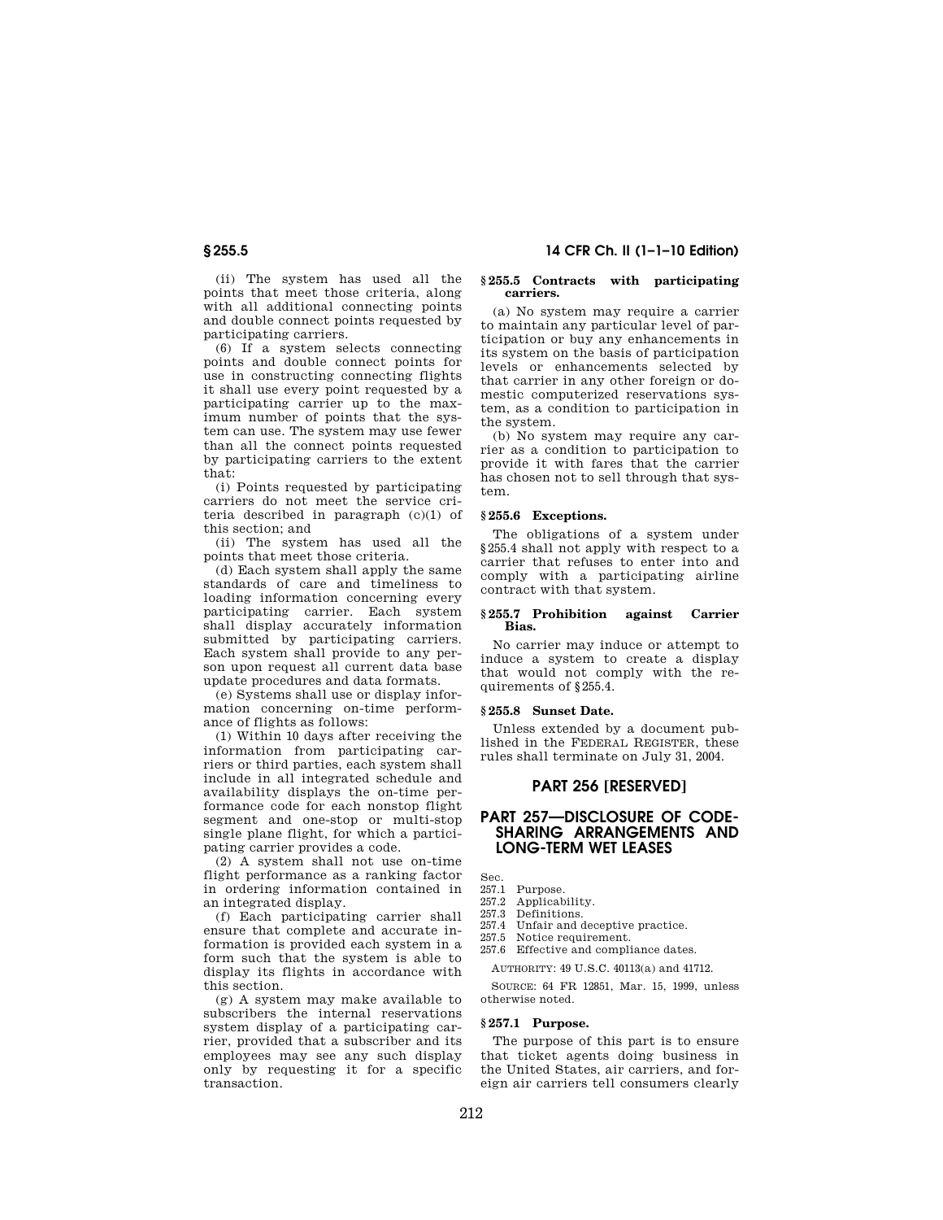(ii) The system has used all the points that meet those criteria, along with all additional connecting points and double connect points requested by participating carriers.

(6) If a system selects connecting points and double connect points for use in constructing connecting flights it shall use every point requested by a participating carrier up to the maximum number of points that the system can use. The system may use fewer than all the connect points requested by participating carriers to the extent that:

(i) Points requested by participating carriers do not meet the service criteria described in paragraph (c)(1) of this section; and

(ii) The system has used all the points that meet those criteria.

(d) Each system shall apply the same standards of care and timeliness to loading information concerning every participating carrier. Each system shall display accurately information submitted by participating carriers. Each system shall provide to any person upon request all current data base update procedures and data formats.

(e) Systems shall use or display information concerning on-time performance of flights as follows:

(1) Within 10 days after receiving the information from participating carriers or third parties, each system shall include in all integrated schedule and availability displays the on-time performance code for each nonstop flight segment and one-stop or multi-stop single plane flight, for which a participating carrier provides a code.

(2) A system shall not use on-time flight performance as a ranking factor in ordering information contained in an integrated display.

(f) Each participating carrier shall ensure that complete and accurate information is provided each system in a form such that the system is able to display its flights in accordance with this section.

(g) A system may make available to subscribers the internal reservations system display of a participating carrier, provided that a subscriber and its employees may see any such display only by requesting it for a specific transaction.

### § 255.5 Contracts with participating carriers.

(a) No system may require a carrier to maintain any particular level of participation or buy any enhancements in its system on the basis of participation levels or enhancements selected by that carrier in any other foreign or domestic computerized reservations system, as a condition to participation in the system.

(b) No system may require any carrier as a condition to participation to provide it with fares that the carrier has chosen not to sell through that system.

### § 255.6 Exceptions.

The obligations of a system under §255.4 shall not apply with respect to a carrier that refuses to enter into and comply with a participating airline contract with that system.

### § 255.7 Prohibition against Carrier Bias.

No carrier may induce or attempt to induce a system to create a display that would not comply with the requirements of §255.4.

### § 255.8 Sunset Date.

Unless extended by a document published in the FEDERAL REGISTER, these rules shall terminate on July 31, 2004.

## PART 256 [RESERVED]

## PART 257—DISCLOSURE OF CODE-SHARING ARRANGEMENTS AND LONG-TERM WET LEASES

Sec.
257.1 Purpose.
257.2 Applicability.
257.3 Definitions.
257.4 Unfair and deceptive practice.
257.5 Notice requirement.
257.6 Effective and compliance dates.

AUTHORITY: 49 U.S.C. 40113(a) and 41712.

SOURCE: 64 FR 12851, Mar. 15, 1999, unless otherwise noted.

### § 257.1 Purpose.

The purpose of this part is to ensure that ticket agents doing business in the United States, air carriers, and foreign air carriers tell consumers clearly